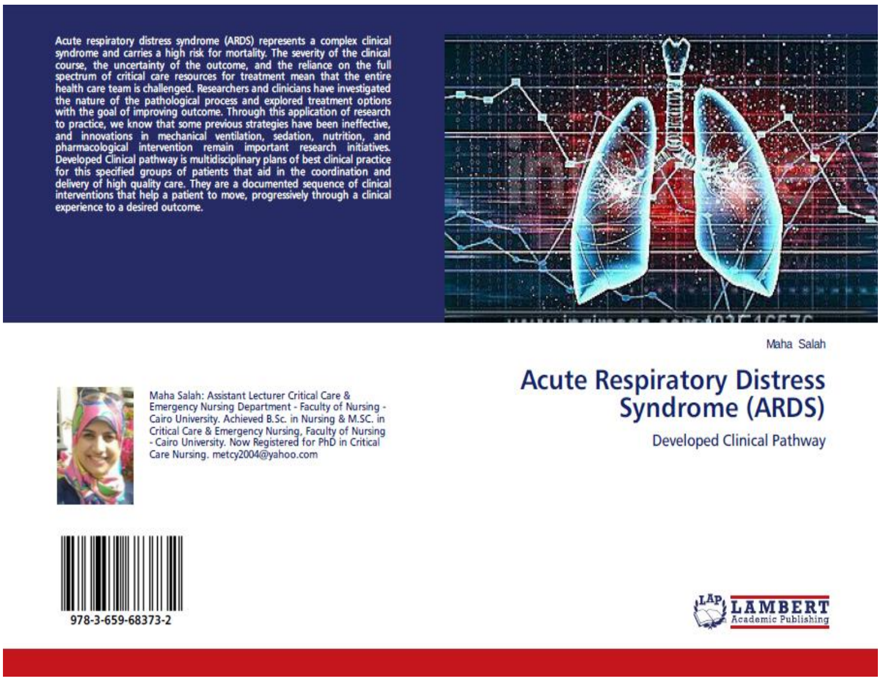Acute respiratory distress syndrome (ARDS) represents a complex clinical syndrome and carries a high risk for mortality. The severity of the clinical course, the uncertainty of the outcome, and the reliance on the full spectrum of critical care resources for treatment mean that the entire health care team is challenged. Researchers and clinicians have investigated the nature of the pathological process and explored treatment options with the goal of improving outcome. Through this application of research to practice, we know that some previous strategies have been ineffective, and innovations in mechanical ventilation, sedation, nutrition, and pharmacological intervention remain important research initiatives. Developed Clinical pathway is multidisciplinary plans of best clinical practice for this specified groups of patients that aid in the coordination and delivery of high quality care. They are a documented sequence of clinical interventions that help a patient to move, progressively through a clinical experience to a desired outcome.

Maha Salah

# Acute Respiratory Distress Syndrome (ARDS)

## Developed Clinical Pathway

Maha Salah: Assistant Lecturer Critical Care & Emergency Nursing Department - Faculty of Nursing - Cairo University. Achieved B.Sc. in Nursing & M.SC. in Critical Care & Emergency Nursing, Faculty of Nursing - Cairo University. Now Registered for PhD in Critical Care Nursing. metcy2004@yahoo.com

978-3-659-68373-2

LAP LAMBERT Academic Publishing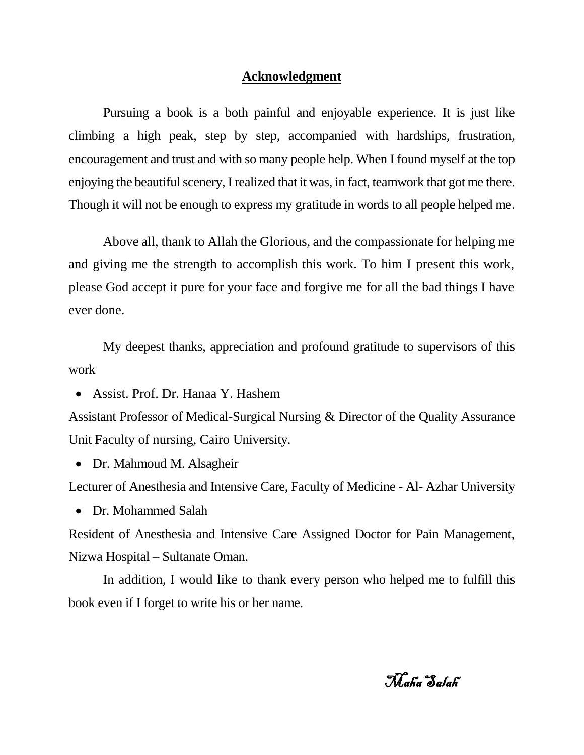## Acknowledgment

Pursuing a book is a both painful and enjoyable experience. It is just like climbing a high peak, step by step, accompanied with hardships, frustration, encouragement and trust and with so many people help. When I found myself at the top enjoying the beautiful scenery, I realized that it was, in fact, teamwork that got me there. Though it will not be enough to express my gratitude in words to all people helped me.

Above all, thank to Allah the Glorious, and the compassionate for helping me and giving me the strength to accomplish this work. To him I present this work, please God accept it pure for your face and forgive me for all the bad things I have ever done.

My deepest thanks, appreciation and profound gratitude to supervisors of this work

- Assist. Prof. Dr. Hanaa Y. Hashem

Assistant Professor of Medical-Surgical Nursing & Director of the Quality Assurance Unit Faculty of nursing, Cairo University.

- Dr. Mahmoud M. Alsagheir

Lecturer of Anesthesia and Intensive Care, Faculty of Medicine - Al- Azhar University

- Dr. Mohammed Salah

Resident of Anesthesia and Intensive Care Assigned Doctor for Pain Management, Nizwa Hospital – Sultanate Oman.

In addition, I would like to thank every person who helped me to fulfill this book even if I forget to write his or her name.

*Maha Salah*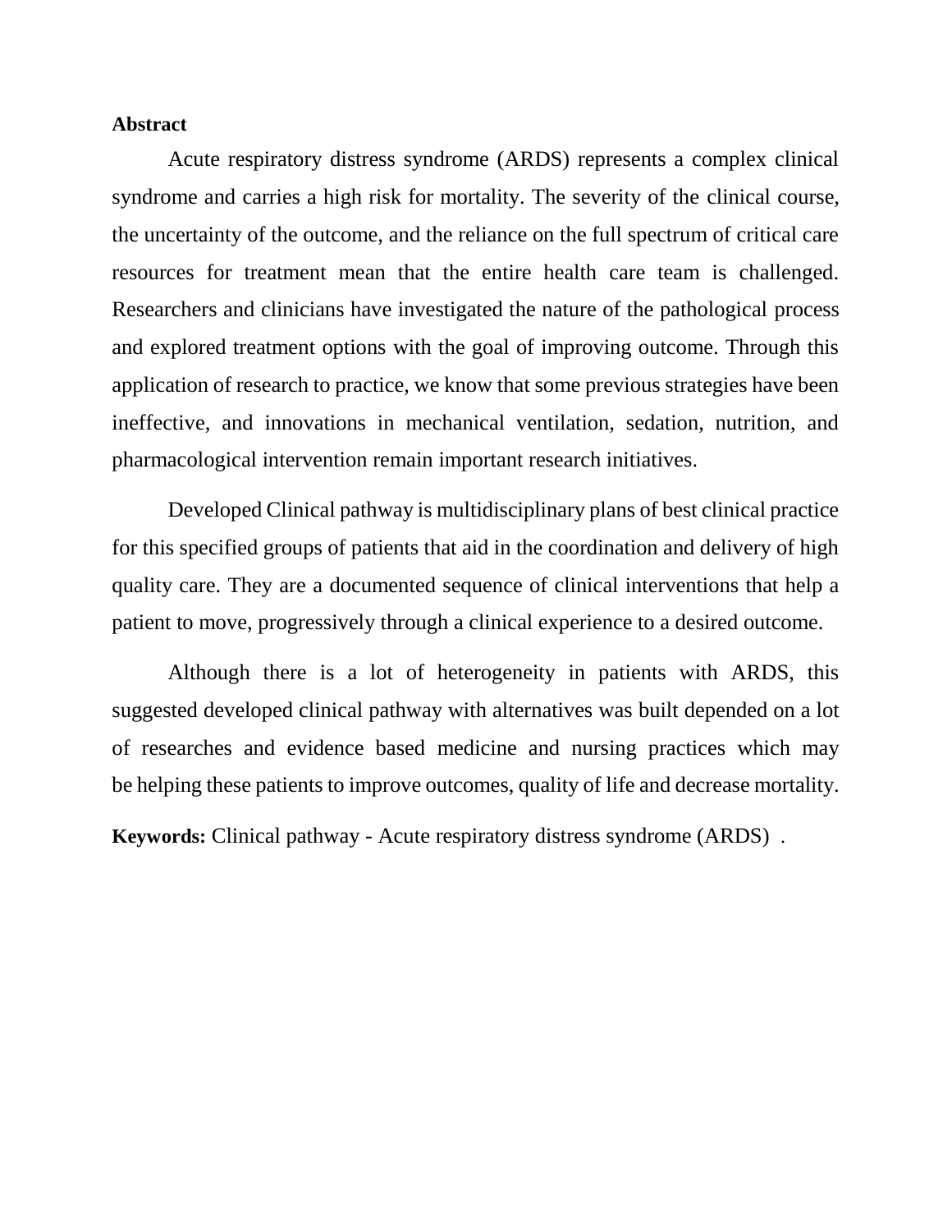**Abstract**

Acute respiratory distress syndrome (ARDS) represents a complex clinical syndrome and carries a high risk for mortality. The severity of the clinical course, the uncertainty of the outcome, and the reliance on the full spectrum of critical care resources for treatment mean that the entire health care team is challenged. Researchers and clinicians have investigated the nature of the pathological process and explored treatment options with the goal of improving outcome. Through this application of research to practice, we know that some previous strategies have been ineffective, and innovations in mechanical ventilation, sedation, nutrition, and pharmacological intervention remain important research initiatives.

Developed Clinical pathway is multidisciplinary plans of best clinical practice for this specified groups of patients that aid in the coordination and delivery of high quality care. They are a documented sequence of clinical interventions that help a patient to move, progressively through a clinical experience to a desired outcome.

Although there is a lot of heterogeneity in patients with ARDS, this suggested developed clinical pathway with alternatives was built depended on a lot of researches and evidence based medicine and nursing practices which may be helping these patients to improve outcomes, quality of life and decrease mortality.

**Keywords:** Clinical pathway - Acute respiratory distress syndrome (ARDS) .